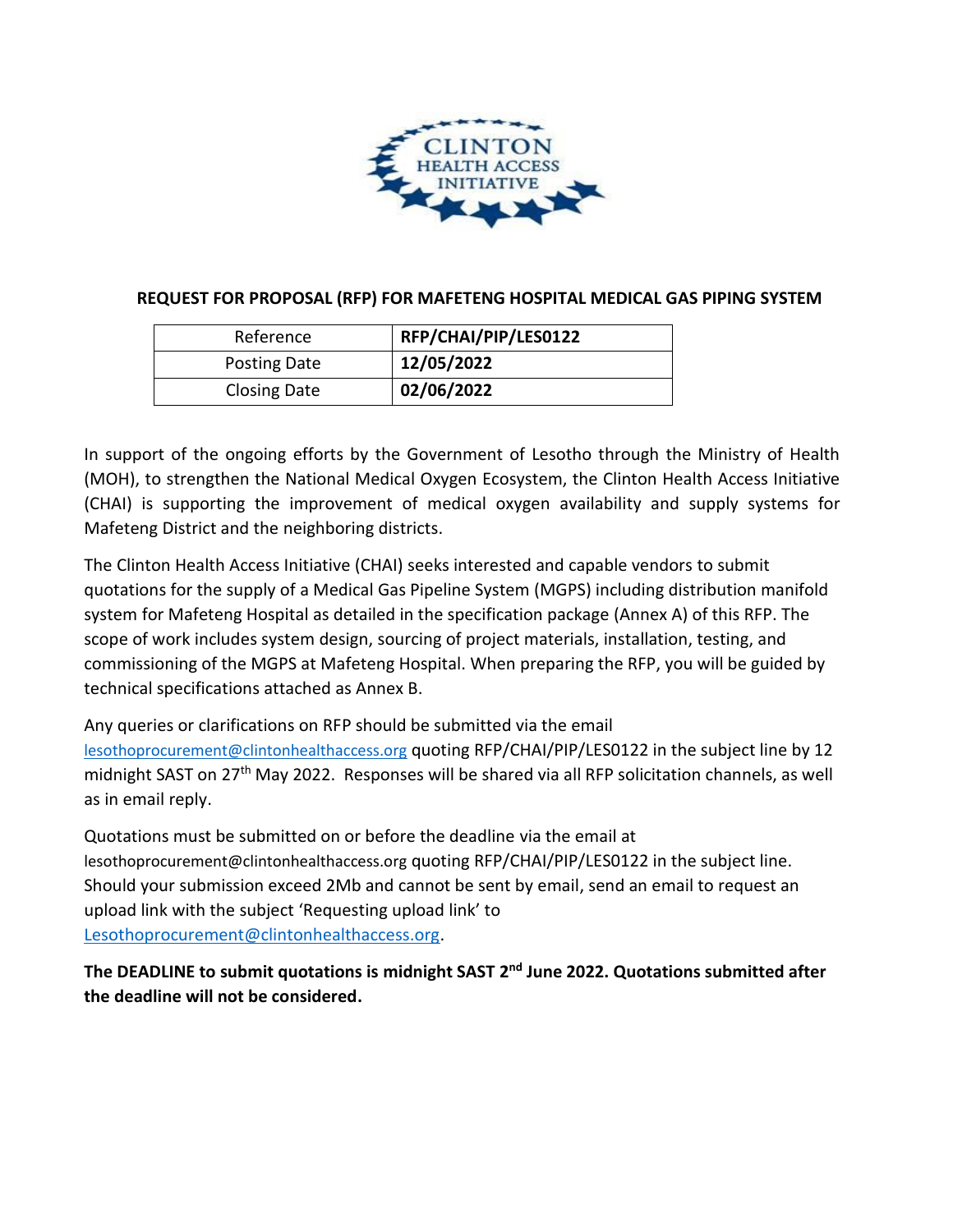**REQUEST FOR PROPOSAL (RFP) FOR MAFETENG HOSPITAL MEDICAL GAS PIPING SYSTEM**

| Reference | **RFP/CHAI/PIP/LES0122** |
|---|---|
| Posting Date | **12/05/2022** |
| Closing Date | **02/06/2022** |

In support of the ongoing efforts by the Government of Lesotho through the Ministry of Health (MOH), to strengthen the National Medical Oxygen Ecosystem, the Clinton Health Access Initiative (CHAI) is supporting the improvement of medical oxygen availability and supply systems for Mafeteng District and the neighboring districts.

The Clinton Health Access Initiative (CHAI) seeks interested and capable vendors to submit quotations for the supply of a Medical Gas Pipeline System (MGPS) including distribution manifold system for Mafeteng Hospital as detailed in the specification package (Annex A) of this RFP. The scope of work includes system design, sourcing of project materials, installation, testing, and commissioning of the MGPS at Mafeteng Hospital. When preparing the RFP, you will be guided by technical specifications attached as Annex B.

Any queries or clarifications on RFP should be submitted via the email lesothoprocurement@clintonhealthaccess.org quoting RFP/CHAI/PIP/LES0122 in the subject line by 12 midnight SAST on 27th May 2022. Responses will be shared via all RFP solicitation channels, as well as in email reply.

Quotations must be submitted on or before the deadline via the email at lesothoprocurement@clintonhealthaccess.org quoting RFP/CHAI/PIP/LES0122 in the subject line. Should your submission exceed 2Mb and cannot be sent by email, send an email to request an upload link with the subject 'Requesting upload link' to Lesothoprocurement@clintonhealthaccess.org.

**The DEADLINE to submit quotations is midnight SAST 2nd June 2022. Quotations submitted after the deadline will not be considered.**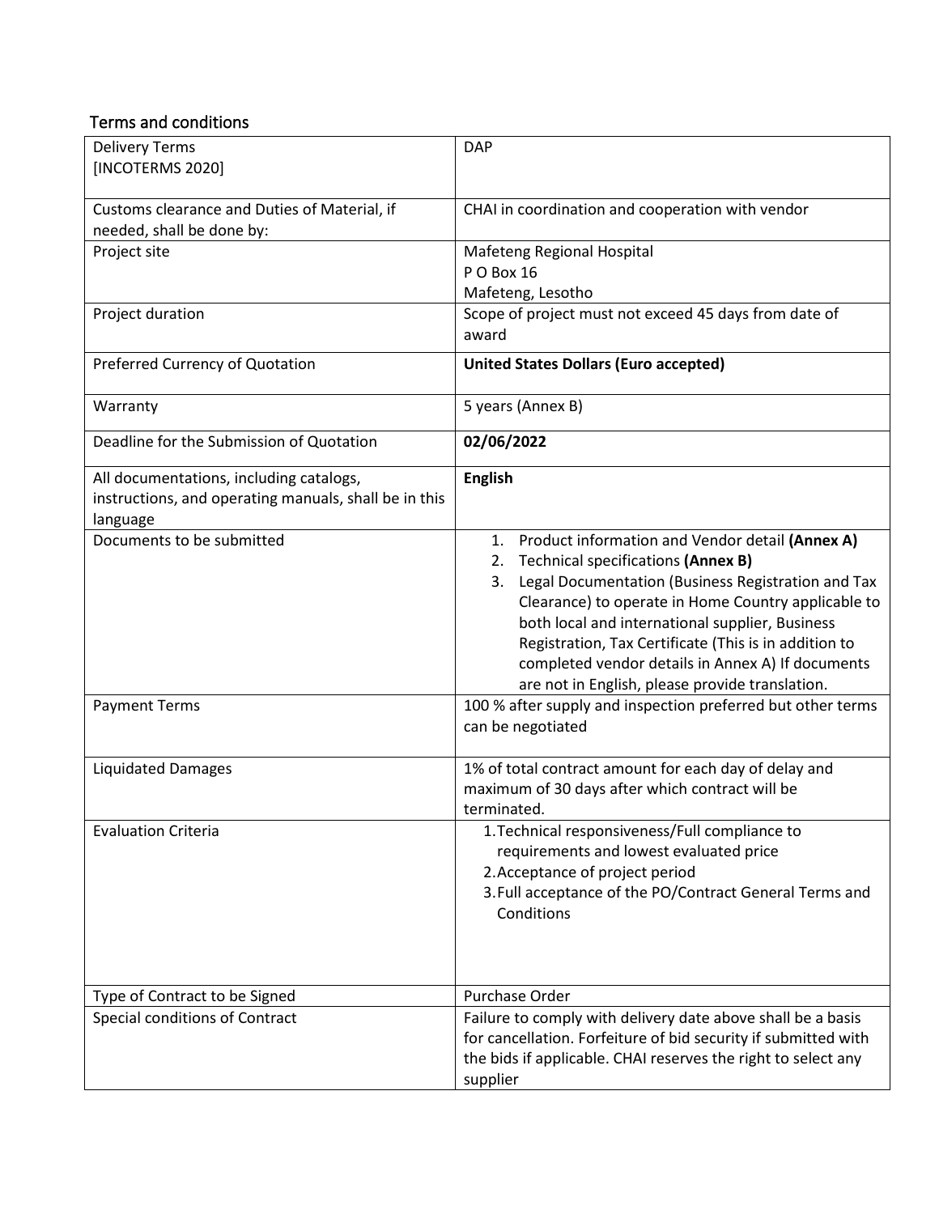## Terms and conditions

| | |
|---|---|
| Delivery Terms<br>[INCOTERMS 2020] | DAP |
| Customs clearance and Duties of Material, if needed, shall be done by: | CHAI in coordination and cooperation with vendor |
| Project site | Mafeteng Regional Hospital<br>P O Box 16<br>Mafeteng, Lesotho |
| Project duration | Scope of project must not exceed 45 days from date of award |
| Preferred Currency of Quotation | **United States Dollars (Euro accepted)** |
| Warranty | 5 years (Annex B) |
| Deadline for the Submission of Quotation | **02/06/2022** |
| All documentations, including catalogs, instructions, and operating manuals, shall be in this language | **English** |
| Documents to be submitted | 1. Product information and Vendor detail **(Annex A)**<br>2. Technical specifications **(Annex B)**<br>3. Legal Documentation (Business Registration and Tax Clearance) to operate in Home Country applicable to both local and international supplier, Business Registration, Tax Certificate (This is in addition to completed vendor details in Annex A) If documents are not in English, please provide translation. |
| Payment Terms | 100 % after supply and inspection preferred but other terms can be negotiated |
| Liquidated Damages | 1% of total contract amount for each day of delay and maximum of 30 days after which contract will be terminated. |
| Evaluation Criteria | 1. Technical responsiveness/Full compliance to requirements and lowest evaluated price<br>2. Acceptance of project period<br>3. Full acceptance of the PO/Contract General Terms and Conditions |
| Type of Contract to be Signed | Purchase Order |
| Special conditions of Contract | Failure to comply with delivery date above shall be a basis for cancellation. Forfeiture of bid security if submitted with the bids if applicable. CHAI reserves the right to select any supplier |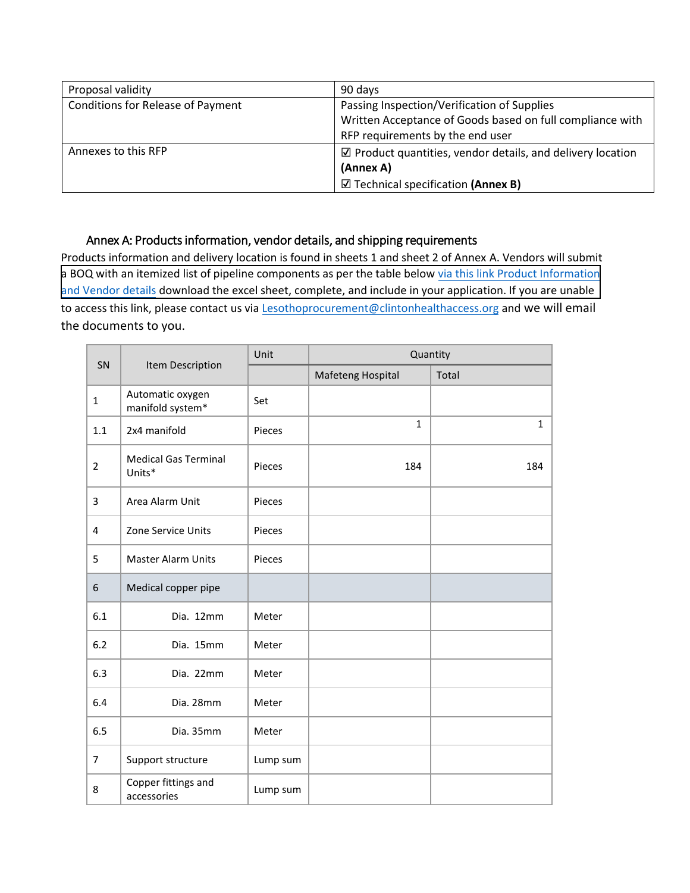| Proposal validity | 90 days |
| --- | --- |
| Conditions for Release of Payment | Passing Inspection/Verification of Supplies<br>Written Acceptance of Goods based on full compliance with RFP requirements by the end user |
| Annexes to this RFP | ☑ Product quantities, vendor details, and delivery location **(Annex A)**<br>☑ Technical specification **(Annex B)** |

## Annex A: Products information, vendor details, and shipping requirements

Products information and delivery location is found in sheets 1 and sheet 2 of Annex A. Vendors will submit a BOQ with an itemized list of pipeline components as per the table below via this link Product Information and Vendor details download the excel sheet, complete, and include in your application. If you are unable to access this link, please contact us via Lesothoprocurement@clintonhealthaccess.org and we will email the documents to you.

| SN | Item Description | Unit | Quantity | |
| --- | --- | --- | --- | --- |
| | | | Mafeteng Hospital | Total |
| 1 | Automatic oxygen manifold system* | Set | | |
| 1.1 | 2x4 manifold | Pieces | 1 | 1 |
| 2 | Medical Gas Terminal Units* | Pieces | 184 | 184 |
| 3 | Area Alarm Unit | Pieces | | |
| 4 | Zone Service Units | Pieces | | |
| 5 | Master Alarm Units | Pieces | | |
| 6 | Medical copper pipe | | | |
| 6.1 | Dia. 12mm | Meter | | |
| 6.2 | Dia. 15mm | Meter | | |
| 6.3 | Dia. 22mm | Meter | | |
| 6.4 | Dia. 28mm | Meter | | |
| 6.5 | Dia. 35mm | Meter | | |
| 7 | Support structure | Lump sum | | |
| 8 | Copper fittings and accessories | Lump sum | | |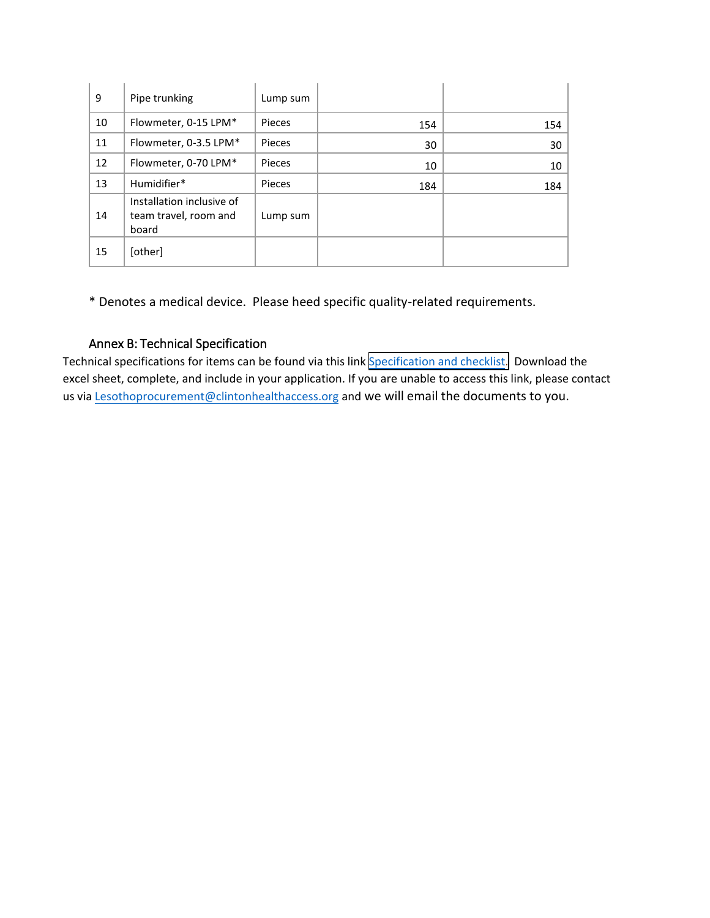| | | | | |
|---|---|---|---|---|
| 9 | Pipe trunking | Lump sum | | |
| 10 | Flowmeter, 0-15 LPM* | Pieces | 154 | 154 |
| 11 | Flowmeter, 0-3.5 LPM* | Pieces | 30 | 30 |
| 12 | Flowmeter, 0-70 LPM* | Pieces | 10 | 10 |
| 13 | Humidifier* | Pieces | 184 | 184 |
| 14 | Installation inclusive of team travel, room and board | Lump sum | | |
| 15 | [other] | | | |

* Denotes a medical device. Please heed specific quality-related requirements.

## Annex B: Technical Specification

Technical specifications for items can be found via this link Specification and checklist. Download the excel sheet, complete, and include in your application. If you are unable to access this link, please contact us via Lesothoprocurement@clintonhealthaccess.org and we will email the documents to you.